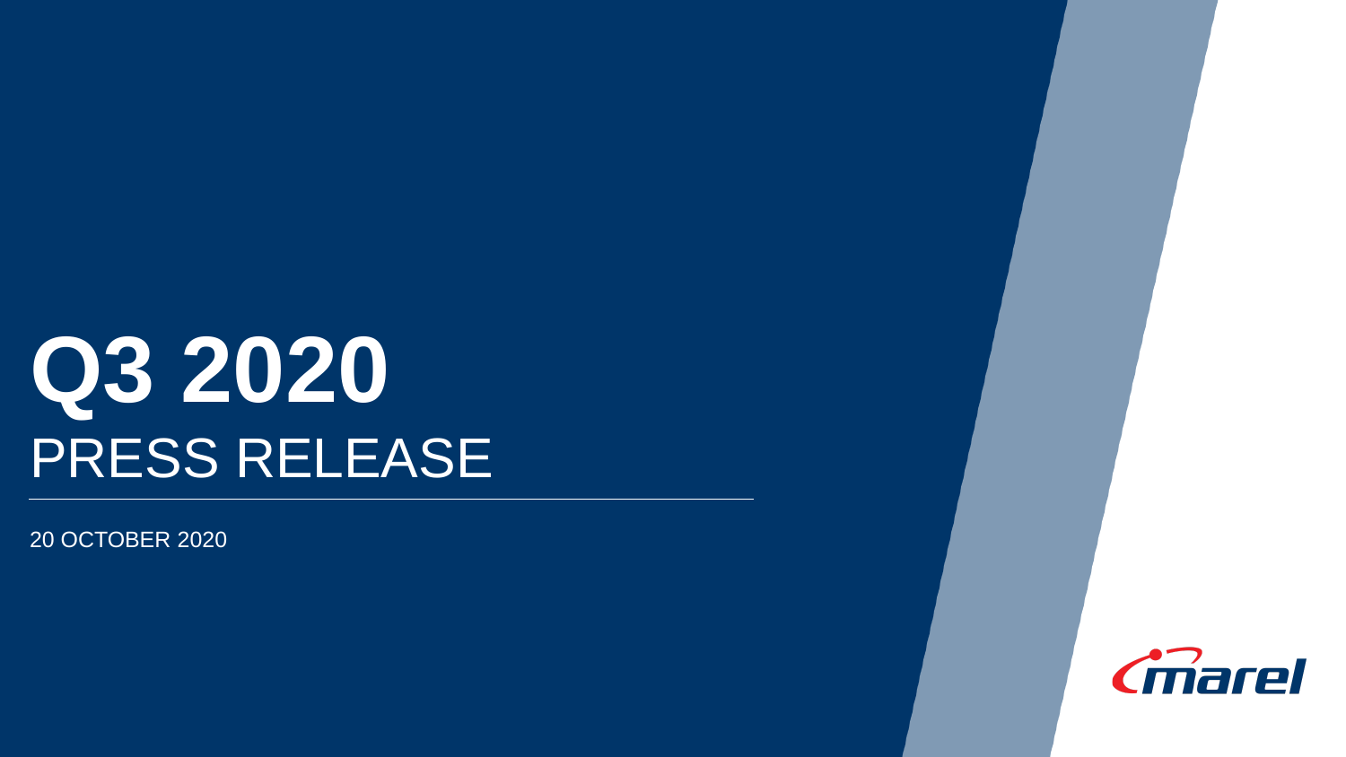# Q3 2020

## PRESS RELEASE

20 OCTOBER 2020

marel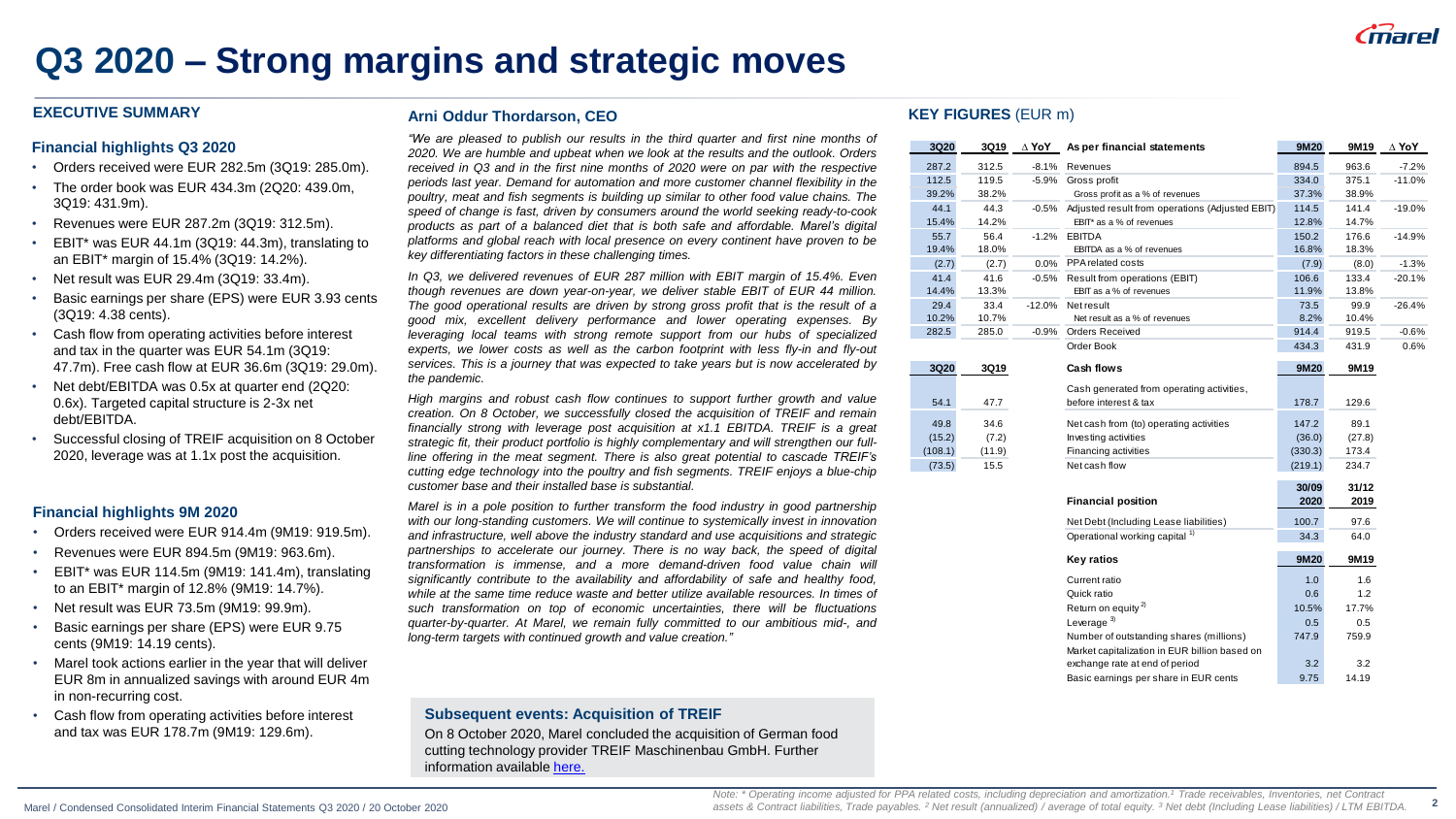# Q3 2020 – Strong margins and strategic moves

## EXECUTIVE SUMMARY

### Financial highlights Q3 2020

- Orders received were EUR 282.5m (3Q19: 285.0m).
- The order book was EUR 434.3m (2Q20: 439.0m, 3Q19: 431.9m).
- Revenues were EUR 287.2m (3Q19: 312.5m).
- EBIT* was EUR 44.1m (3Q19: 44.3m), translating to an EBIT* margin of 15.4% (3Q19: 14.2%).
- Net result was EUR 29.4m (3Q19: 33.4m).
- Basic earnings per share (EPS) were EUR 3.93 cents (3Q19: 4.38 cents).
- Cash flow from operating activities before interest and tax in the quarter was EUR 54.1m (3Q19: 47.7m). Free cash flow at EUR 36.6m (3Q19: 29.0m).
- Net debt/EBITDA was 0.5x at quarter end (2Q20: 0.6x). Targeted capital structure is 2-3x net debt/EBITDA.
- Successful closing of TREIF acquisition on 8 October 2020, leverage was at 1.1x post the acquisition.

### Financial highlights 9M 2020

- Orders received were EUR 914.4m (9M19: 919.5m).
- Revenues were EUR 894.5m (9M19: 963.6m).
- EBIT* was EUR 114.5m (9M19: 141.4m), translating to an EBIT* margin of 12.8% (9M19: 14.7%).
- Net result was EUR 73.5m (9M19: 99.9m).
- Basic earnings per share (EPS) were EUR 9.75 cents (9M19: 14.19 cents).
- Marel took actions earlier in the year that will deliver EUR 8m in annualized savings with around EUR 4m in non-recurring cost.
- Cash flow from operating activities before interest and tax was EUR 178.7m (9M19: 129.6m).

## Arni Oddur Thordarson, CEO

*"We are pleased to publish our results in the third quarter and first nine months of 2020. We are humble and upbeat when we look at the results and the outlook. Orders received in Q3 and in the first nine months of 2020 were on par with the respective periods last year. Demand for automation and more customer channel flexibility in the poultry, meat and fish segments is building up similar to other food value chains. The speed of change is fast, driven by consumers around the world seeking ready-to-cook products as part of a balanced diet that is both safe and affordable. Marel's digital platforms and global reach with local presence on every continent have proven to be key differentiating factors in these challenging times.*

*In Q3, we delivered revenues of EUR 287 million with EBIT margin of 15.4%. Even though revenues are down year-on-year, we deliver stable EBIT of EUR 44 million. The good operational results are driven by strong gross profit that is the result of a good mix, excellent delivery performance and lower operating expenses. By leveraging local teams with strong remote support from our hubs of specialized experts, we lower costs as well as the carbon footprint with less fly-in and fly-out services. This is a journey that was expected to take years but is now accelerated by the pandemic.*

*High margins and robust cash flow continues to support further growth and value creation. On 8 October, we successfully closed the acquisition of TREIF and remain financially strong with leverage post acquisition at x1.1 EBITDA. TREIF is a great strategic fit, their product portfolio is highly complementary and will strengthen our full-line offering in the meat segment. There is also great potential to cascade TREIF's cutting edge technology into the poultry and fish segments. TREIF enjoys a blue-chip customer base and their installed base is substantial.*

*Marel is in a pole position to further transform the food industry in good partnership with our long-standing customers. We will continue to systemically invest in innovation and infrastructure, well above the industry standard and use acquisitions and strategic partnerships to accelerate our journey. There is no way back, the speed of digital transformation is immense, and a more demand-driven food value chain will significantly contribute to the availability and affordability of safe and healthy food, while at the same time reduce waste and better utilize available resources. In times of such transformation on top of economic uncertainties, there will be fluctuations quarter-by-quarter. At Marel, we remain fully committed to our ambitious mid-, and long-term targets with continued growth and value creation."*

### Subsequent events: Acquisition of TREIF

On 8 October 2020, Marel concluded the acquisition of German food cutting technology provider TREIF Maschinenbau GmbH. Further information available here.

## KEY FIGURES (EUR m)

| 3Q20 | 3Q19 | Δ YoY | As per financial statements | 9M20 | 9M19 | Δ YoY |
|---|---|---|---|---|---|---|
| 287.2 | 312.5 | -8.1% | Revenues | 894.5 | 963.6 | -7.2% |
| 112.5 | 119.5 | -5.9% | Gross profit | 334.0 | 375.1 | -11.0% |
| 39.2% | 38.2% | | Gross profit as a % of revenues | 37.3% | 38.9% | |
| 44.1 | 44.3 | -0.5% | Adjusted result from operations (Adjusted EBIT) | 114.5 | 141.4 | -19.0% |
| 15.4% | 14.2% | | EBIT* as a % of revenues | 12.8% | 14.7% | |
| 55.7 | 56.4 | -1.2% | EBITDA | 150.2 | 176.6 | -14.9% |
| 19.4% | 18.0% | | EBITDA as a % of revenues | 16.8% | 18.3% | |
| (2.7) | (2.7) | 0.0% | PPA related costs | (7.9) | (8.0) | -1.3% |
| 41.4 | 41.6 | -0.5% | Result from operations (EBIT) | 106.6 | 133.4 | -20.1% |
| 14.4% | 13.3% | | EBIT as a % of revenues | 11.9% | 13.8% | |
| 29.4 | 33.4 | -12.0% | Net result | 73.5 | 99.9 | -26.4% |
| 10.2% | 10.7% | | Net result as a % of revenues | 8.2% | 10.4% | |
| 282.5 | 285.0 | -0.9% | Orders Received | 914.4 | 919.5 | -0.6% |
| | | | Order Book | 434.3 | 431.9 | 0.6% |

| 3Q20 | 3Q19 | Cash flows | 9M20 | 9M19 |
|---|---|---|---|---|
| 54.1 | 47.7 | Cash generated from operating activities, before interest & tax | 178.7 | 129.6 |
| 49.8 | 34.6 | Net cash from (to) operating activities | 147.2 | 89.1 |
| (15.2) | (7.2) | Investing activities | (36.0) | (27.8) |
| (108.1) | (11.9) | Financing activities | (330.3) | 173.4 |
| (73.5) | 15.5 | Net cash flow | (219.1) | 234.7 |

| Financial position | 30/09 2020 | 31/12 2019 |
|---|---|---|
| Net Debt (Including Lease liabilities) | 100.7 | 97.6 |
| Operational working capital [1] | 34.3 | 64.0 |

| Key ratios | 9M20 | 9M19 |
|---|---|---|
| Current ratio | 1.0 | 1.6 |
| Quick ratio | 0.6 | 1.2 |
| Return on equity [2] | 10.5% | 17.7% |
| Leverage [3] | 0.5 | 0.5 |
| Number of outstanding shares (millions) | 747.9 | 759.9 |
| Market capitalization in EUR billion based on exchange rate at end of period | 3.2 | 3.2 |
| Basic earnings per share in EUR cents | 9.75 | 14.19 |

Note: * Operating income adjusted for PPA related costs, including depreciation and amortization.[1] Trade receivables, Inventories, net Contract assets & Contract liabilities, Trade payables. [2] Net result (annualized) / average of total equity. [3] Net debt (Including Lease liabilities) / LTM EBITDA.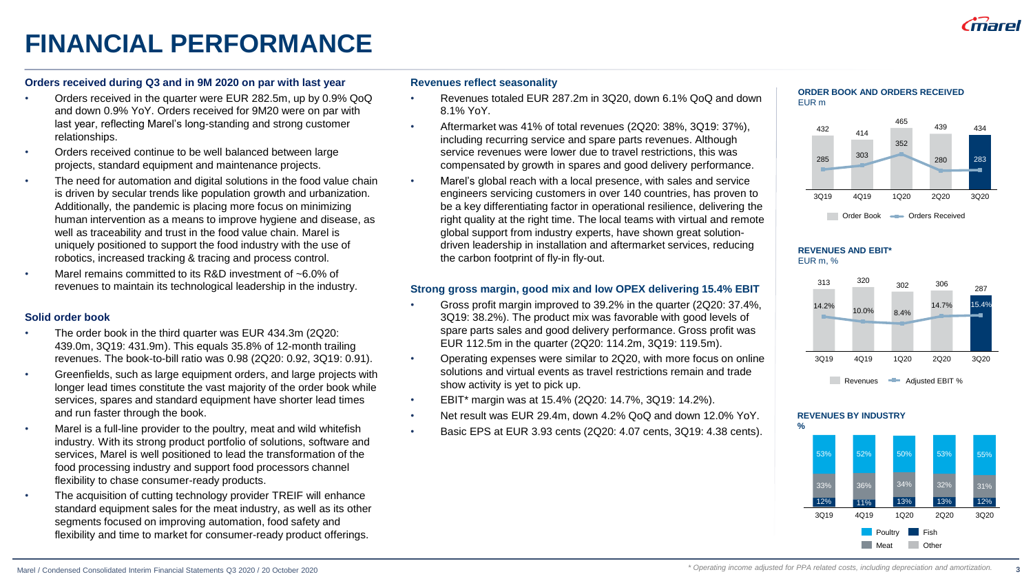# FINANCIAL PERFORMANCE

### Orders received during Q3 and in 9M 2020 on par with last year

- Orders received in the quarter were EUR 282.5m, up by 0.9% QoQ and down 0.9% YoY. Orders received for 9M20 were on par with last year, reflecting Marel's long-standing and strong customer relationships.
- Orders received continue to be well balanced between large projects, standard equipment and maintenance projects.
- The need for automation and digital solutions in the food value chain is driven by secular trends like population growth and urbanization. Additionally, the pandemic is placing more focus on minimizing human intervention as a means to improve hygiene and disease, as well as traceability and trust in the food value chain. Marel is uniquely positioned to support the food industry with the use of robotics, increased tracking & tracing and process control.
- Marel remains committed to its R&D investment of ~6.0% of revenues to maintain its technological leadership in the industry.

### Solid order book

- The order book in the third quarter was EUR 434.3m (2Q20: 439.0m, 3Q19: 431.9m). This equals 35.8% of 12-month trailing revenues. The book-to-bill ratio was 0.98 (2Q20: 0.92, 3Q19: 0.91).
- Greenfields, such as large equipment orders, and large projects with longer lead times constitute the vast majority of the order book while services, spares and standard equipment have shorter lead times and run faster through the book.
- Marel is a full-line provider to the poultry, meat and wild whitefish industry. With its strong product portfolio of solutions, software and services, Marel is well positioned to lead the transformation of the food processing industry and support food processors channel flexibility to chase consumer-ready products.
- The acquisition of cutting technology provider TREIF will enhance standard equipment sales for the meat industry, as well as its other segments focused on improving automation, food safety and flexibility and time to market for consumer-ready product offerings.

### Revenues reflect seasonality

- Revenues totaled EUR 287.2m in 3Q20, down 6.1% QoQ and down 8.1% YoY.
- Aftermarket was 41% of total revenues (2Q20: 38%, 3Q19: 37%), including recurring service and spare parts revenues. Although service revenues were lower due to travel restrictions, this was compensated by growth in spares and good delivery performance.
- Marel's global reach with a local presence, with sales and service engineers servicing customers in over 140 countries, has proven to be a key differentiating factor in operational resilience, delivering the right quality at the right time. The local teams with virtual and remote global support from industry experts, have shown great solution-driven leadership in installation and aftermarket services, reducing the carbon footprint of fly-in fly-out.

### Strong gross margin, good mix and low OPEX delivering 15.4% EBIT

- Gross profit margin improved to 39.2% in the quarter (2Q20: 37.4%, 3Q19: 38.2%). The product mix was favorable with good levels of spare parts sales and good delivery performance. Gross profit was EUR 112.5m in the quarter (2Q20: 114.2m, 3Q19: 119.5m).
- Operating expenses were similar to 2Q20, with more focus on online solutions and virtual events as travel restrictions remain and trade show activity is yet to pick up.
- EBIT* margin was at 15.4% (2Q20: 14.7%, 3Q19: 14.2%).
- Net result was EUR 29.4m, down 4.2% QoQ and down 12.0% YoY.
- Basic EPS at EUR 3.93 cents (2Q20: 4.07 cents, 3Q19: 4.38 cents).

**ORDER BOOK AND ORDERS RECEIVED**
EUR m

| | 3Q19 | 4Q19 | 1Q20 | 2Q20 | 3Q20 |
|---|---|---|---|---|---|
| Order Book | 432 | 414 | 465 | 439 | 434 |
| Orders Received | 285 | 303 | 352 | 280 | 283 |

**REVENUES AND EBIT***
EUR m, %

| | 3Q19 | 4Q19 | 1Q20 | 2Q20 | 3Q20 |
|---|---|---|---|---|---|
| Revenues | 313 | 320 | 302 | 306 | 287 |
| Adjusted EBIT % | 14.2% | 10.0% | 8.4% | 14.7% | 15.4% |

**REVENUES BY INDUSTRY**
%

| | 3Q19 | 4Q19 | 1Q20 | 2Q20 | 3Q20 |
|---|---|---|---|---|---|
| Poultry | 53% | 52% | 50% | 53% | 55% |
| Meat | 33% | 36% | 34% | 32% | 31% |
| Fish | 12% | 11% | 13% | 13% | 12% |

*\* Operating income adjusted for PPA related costs, including depreciation and amortization.*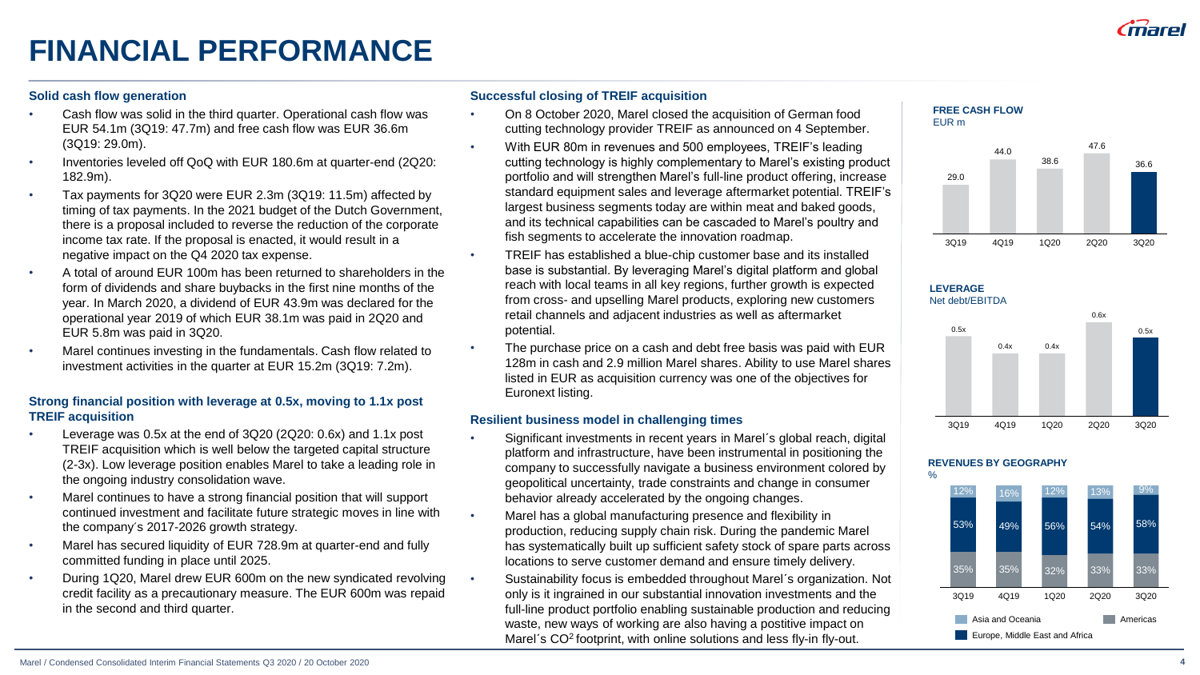# FINANCIAL PERFORMANCE

### Solid cash flow generation

- Cash flow was solid in the third quarter. Operational cash flow was EUR 54.1m (3Q19: 47.7m) and free cash flow was EUR 36.6m (3Q19: 29.0m).
- Inventories leveled off QoQ with EUR 180.6m at quarter-end (2Q20: 182.9m).
- Tax payments for 3Q20 were EUR 2.3m (3Q19: 11.5m) affected by timing of tax payments. In the 2021 budget of the Dutch Government, there is a proposal included to reverse the reduction of the corporate income tax rate. If the proposal is enacted, it would result in a negative impact on the Q4 2020 tax expense.
- A total of around EUR 100m has been returned to shareholders in the form of dividends and share buybacks in the first nine months of the year. In March 2020, a dividend of EUR 43.9m was declared for the operational year 2019 of which EUR 38.1m was paid in 2Q20 and EUR 5.8m was paid in 3Q20.
- Marel continues investing in the fundamentals. Cash flow related to investment activities in the quarter at EUR 15.2m (3Q19: 7.2m).

### Strong financial position with leverage at 0.5x, moving to 1.1x post TREIF acquisition

- Leverage was 0.5x at the end of 3Q20 (2Q20: 0.6x) and 1.1x post TREIF acquisition which is well below the targeted capital structure (2-3x). Low leverage position enables Marel to take a leading role in the ongoing industry consolidation wave.
- Marel continues to have a strong financial position that will support continued investment and facilitate future strategic moves in line with the company´s 2017-2026 growth strategy.
- Marel has secured liquidity of EUR 728.9m at quarter-end and fully committed funding in place until 2025.
- During 1Q20, Marel drew EUR 600m on the new syndicated revolving credit facility as a precautionary measure. The EUR 600m was repaid in the second and third quarter.

### Successful closing of TREIF acquisition

- On 8 October 2020, Marel closed the acquisition of German food cutting technology provider TREIF as announced on 4 September.
- With EUR 80m in revenues and 500 employees, TREIF's leading cutting technology is highly complementary to Marel's existing product portfolio and will strengthen Marel's full-line product offering, increase standard equipment sales and leverage aftermarket potential. TREIF's largest business segments today are within meat and baked goods, and its technical capabilities can be cascaded to Marel's poultry and fish segments to accelerate the innovation roadmap.
- TREIF has established a blue-chip customer base and its installed base is substantial. By leveraging Marel's digital platform and global reach with local teams in all key regions, further growth is expected from cross- and upselling Marel products, exploring new customers retail channels and adjacent industries as well as aftermarket potential.
- The purchase price on a cash and debt free basis was paid with EUR 128m in cash and 2.9 million Marel shares. Ability to use Marel shares listed in EUR as acquisition currency was one of the objectives for Euronext listing.

### Resilient business model in challenging times

- Significant investments in recent years in Marel´s global reach, digital platform and infrastructure, have been instrumental in positioning the company to successfully navigate a business environment colored by geopolitical uncertainty, trade constraints and change in consumer behavior already accelerated by the ongoing changes.
- Marel has a global manufacturing presence and flexibility in production, reducing supply chain risk. During the pandemic Marel has systematically built up sufficient safety stock of spare parts across locations to serve customer demand and ensure timely delivery.
- Sustainability focus is embedded throughout Marel´s organization. Not only is it ingrained in our substantial innovation investments and the full-line product portfolio enabling sustainable production and reducing waste, new ways of working are also having a positive impact on Marel´s $CO^2$ footprint, with online solutions and less fly-in fly-out.

**FREE CASH FLOW**
EUR m

| 3Q19 | 4Q19 | 1Q20 | 2Q20 | 3Q20 |
|---|---|---|---|---|
| 29.0 | 44.0 | 38.6 | 47.6 | 36.6 |

**LEVERAGE**
Net debt/EBITDA

| 3Q19 | 4Q19 | 1Q20 | 2Q20 | 3Q20 |
|---|---|---|---|---|
| 0.5x | 0.4x | 0.4x | 0.6x | 0.5x |

**REVENUES BY GEOGRAPHY**
%

| | 3Q19 | 4Q19 | 1Q20 | 2Q20 | 3Q20 |
|---|---|---|---|---|---|
| Asia and Oceania | 12% | 16% | 12% | 13% | 9% |
| Europe, Middle East and Africa | 53% | 49% | 56% | 54% | 58% |
| Americas | 35% | 35% | 32% | 33% | 33% |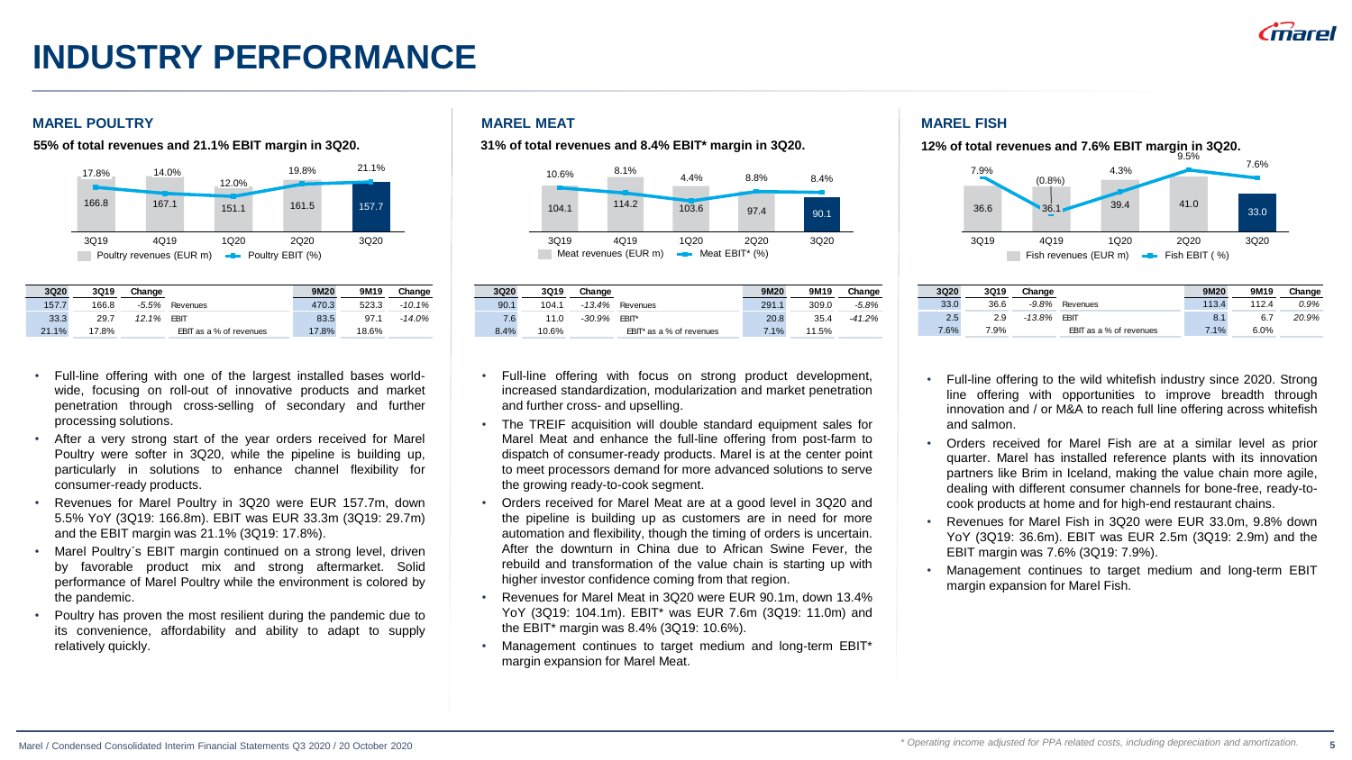# INDUSTRY PERFORMANCE

## MAREL POULTRY

**55% of total revenues and 21.1% EBIT margin in 3Q20.**

| | 3Q19 | 4Q19 | 1Q20 | 2Q20 | 3Q20 |
|---|---|---|---|---|---|
| Poultry revenues (EUR m) | 166.8 | 167.1 | 151.1 | 161.5 | 157.7 |
| Poultry EBIT (%) | 17.8% | 14.0% | 12.0% | 19.8% | 21.1% |

| 3Q20 | 3Q19 | Change | | 9M20 | 9M19 | Change |
|---|---|---|---|---|---|---|
| 157.7 | 166.8 | -5.5% | Revenues | 470.3 | 523.3 | -10.1% |
| 33.3 | 29.7 | 12.1% | EBIT | 83.5 | 97.1 | -14.0% |
| 21.1% | 17.8% | | EBIT as a % of revenues | 17.8% | 18.6% | |

- Full-line offering with one of the largest installed bases world-wide, focusing on roll-out of innovative products and market penetration through cross-selling of secondary and further processing solutions.
- After a very strong start of the year orders received for Marel Poultry were softer in 3Q20, while the pipeline is building up, particularly in solutions to enhance channel flexibility for consumer-ready products.
- Revenues for Marel Poultry in 3Q20 were EUR 157.7m, down 5.5% YoY (3Q19: 166.8m). EBIT was EUR 33.3m (3Q19: 29.7m) and the EBIT margin was 21.1% (3Q19: 17.8%).
- Marel Poultry´s EBIT margin continued on a strong level, driven by favorable product mix and strong aftermarket. Solid performance of Marel Poultry while the environment is colored by the pandemic.
- Poultry has proven the most resilient during the pandemic due to its convenience, affordability and ability to adapt to supply relatively quickly.

## MAREL MEAT

**31% of total revenues and 8.4% EBIT* margin in 3Q20.**

| | 3Q19 | 4Q19 | 1Q20 | 2Q20 | 3Q20 |
|---|---|---|---|---|---|
| Meat revenues (EUR m) | 104.1 | 114.2 | 103.6 | 97.4 | 90.1 |
| Meat EBIT* (%) | 10.6% | 8.1% | 4.4% | 8.8% | 8.4% |

| 3Q20 | 3Q19 | Change | | 9M20 | 9M19 | Change |
|---|---|---|---|---|---|---|
| 90.1 | 104.1 | -13.4% | Revenues | 291.1 | 309.0 | -5.8% |
| 7.6 | 11.0 | -30.9% | EBIT* | 20.8 | 35.4 | -41.2% |
| 8.4% | 10.6% | | EBIT* as a % of revenues | 7.1% | 11.5% | |

- Full-line offering with focus on strong product development, increased standardization, modularization and market penetration and further cross- and upselling.
- The TREIF acquisition will double standard equipment sales for Marel Meat and enhance the full-line offering from post-farm to dispatch of consumer-ready products. Marel is at the center point to meet processors demand for more advanced solutions to serve the growing ready-to-cook segment.
- Orders received for Marel Meat are at a good level in 3Q20 and the pipeline is building up as customers are in need for more automation and flexibility, though the timing of orders is uncertain. After the downturn in China due to African Swine Fever, the rebuild and transformation of the value chain is starting up with higher investor confidence coming from that region.
- Revenues for Marel Meat in 3Q20 were EUR 90.1m, down 13.4% YoY (3Q19: 104.1m). EBIT* was EUR 7.6m (3Q19: 11.0m) and the EBIT* margin was 8.4% (3Q19: 10.6%).
- Management continues to target medium and long-term EBIT* margin expansion for Marel Meat.

## MAREL FISH

**12% of total revenues and 7.6% EBIT margin in 3Q20.**

| | 3Q19 | 4Q19 | 1Q20 | 2Q20 | 3Q20 |
|---|---|---|---|---|---|
| Fish revenues (EUR m) | 36.6 | 36.1 | 39.4 | 41.0 | 33.0 |
| Fish EBIT (%) | 7.9% | (0.8%) | 4.3% | 9.5% | 7.6% |

| 3Q20 | 3Q19 | Change | | 9M20 | 9M19 | Change |
|---|---|---|---|---|---|---|
| 33.0 | 36.6 | -9.8% | Revenues | 113.4 | 112.4 | 0.9% |
| 2.5 | 2.9 | -13.8% | EBIT | 8.1 | 6.7 | 20.9% |
| 7.6% | 7.9% | | EBIT as a % of revenues | 7.1% | 6.0% | |

- Full-line offering to the wild whitefish industry since 2020. Strong line offering with opportunities to improve breadth through innovation and / or M&A to reach full line offering across whitefish and salmon.
- Orders received for Marel Fish are at a similar level as prior quarter. Marel has installed reference plants with its innovation partners like Brim in Iceland, making the value chain more agile, dealing with different consumer channels for bone-free, ready-to-cook products at home and for high-end restaurant chains.
- Revenues for Marel Fish in 3Q20 were EUR 33.0m, 9.8% down YoY (3Q19: 36.6m). EBIT was EUR 2.5m (3Q19: 2.9m) and the EBIT margin was 7.6% (3Q19: 7.9%).
- Management continues to target medium and long-term EBIT margin expansion for Marel Fish.

* Operating income adjusted for PPA related costs, including depreciation and amortization.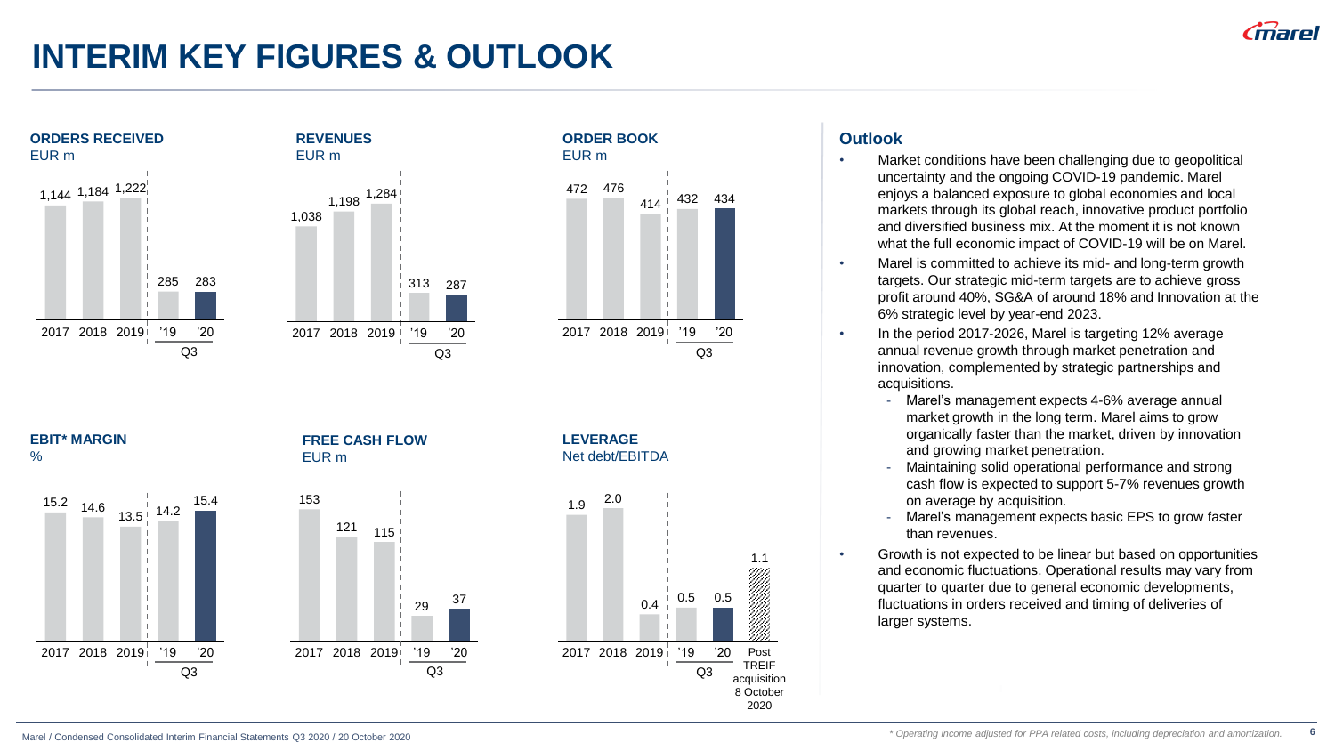# INTERIM KEY FIGURES & OUTLOOK

### ORDERS RECEIVED
EUR m

| 2017 | 2018 | 2019 | Q3 '19 | Q3 '20 |
|---|---|---|---|---|
| 1,144 | 1,184 | 1,222 | 285 | 283 |

### REVENUES
EUR m

| 2017 | 2018 | 2019 | Q3 '19 | Q3 '20 |
|---|---|---|---|---|
| 1,038 | 1,198 | 1,284 | 313 | 287 |

### ORDER BOOK
EUR m

| 2017 | 2018 | 2019 | Q3 '19 | Q3 '20 |
|---|---|---|---|---|
| 472 | 476 | 414 | 432 | 434 |

### EBIT* MARGIN
%

| 2017 | 2018 | 2019 | Q3 '19 | Q3 '20 |
|---|---|---|---|---|
| 15.2 | 14.6 | 13.5 | 14.2 | 15.4 |

### FREE CASH FLOW
EUR m

| 2017 | 2018 | 2019 | Q3 '19 | Q3 '20 |
|---|---|---|---|---|
| 153 | 121 | 115 | 29 | 37 |

### LEVERAGE
Net debt/EBITDA

| 2017 | 2018 | 2019 | Q3 '19 | Q3 '20 | Post TREIF acquisition 8 October 2020 |
|---|---|---|---|---|---|
| 1.9 | 2.0 | 0.4 | 0.5 | 0.5 | 1.1 |

## Outlook

- Market conditions have been challenging due to geopolitical uncertainty and the ongoing COVID-19 pandemic. Marel enjoys a balanced exposure to global economies and local markets through its global reach, innovative product portfolio and diversified business mix. At the moment it is not known what the full economic impact of COVID-19 will be on Marel.
- Marel is committed to achieve its mid- and long-term growth targets. Our strategic mid-term targets are to achieve gross profit around 40%, SG&A of around 18% and Innovation at the 6% strategic level by year-end 2023.
- In the period 2017-2026, Marel is targeting 12% average annual revenue growth through market penetration and innovation, complemented by strategic partnerships and acquisitions.
  - Marel's management expects 4-6% average annual market growth in the long term. Marel aims to grow organically faster than the market, driven by innovation and growing market penetration.
  - Maintaining solid operational performance and strong cash flow is expected to support 5-7% revenues growth on average by acquisition.
  - Marel's management expects basic EPS to grow faster than revenues.
- Growth is not expected to be linear but based on opportunities and economic fluctuations. Operational results may vary from quarter to quarter due to general economic developments, fluctuations in orders received and timing of deliveries of larger systems.

*\* Operating income adjusted for PPA related costs, including depreciation and amortization.*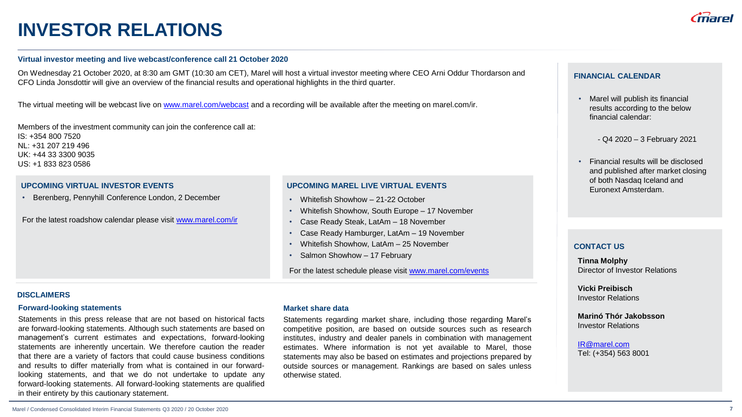# INVESTOR RELATIONS

### Virtual investor meeting and live webcast/conference call 21 October 2020

On Wednesday 21 October 2020, at 8:30 am GMT (10:30 am CET), Marel will host a virtual investor meeting where CEO Arni Oddur Thordarson and CFO Linda Jonsdottir will give an overview of the financial results and operational highlights in the third quarter.

The virtual meeting will be webcast live on www.marel.com/webcast and a recording will be available after the meeting on marel.com/ir.

Members of the investment community can join the conference call at:
IS: +354 800 7520
NL: +31 207 219 496
UK: +44 33 3300 9035
US: +1 833 823 0586

### UPCOMING VIRTUAL INVESTOR EVENTS

- Berenberg, Pennyhill Conference London, 2 December

For the latest roadshow calendar please visit www.marel.com/ir

### UPCOMING MAREL LIVE VIRTUAL EVENTS

- Whitefish Showhow – 21-22 October
- Whitefish Showhow, South Europe – 17 November
- Case Ready Steak, LatAm – 18 November
- Case Ready Hamburger, LatAm – 19 November
- Whitefish Showhow, LatAm – 25 November
- Salmon Showhow – 17 February

For the latest schedule please visit www.marel.com/events

## DISCLAIMERS

### Forward-looking statements

Statements in this press release that are not based on historical facts are forward-looking statements. Although such statements are based on management's current estimates and expectations, forward-looking statements are inherently uncertain. We therefore caution the reader that there are a variety of factors that could cause business conditions and results to differ materially from what is contained in our forward-looking statements, and that we do not undertake to update any forward-looking statements. All forward-looking statements are qualified in their entirety by this cautionary statement.

### Market share data

Statements regarding market share, including those regarding Marel's competitive position, are based on outside sources such as research institutes, industry and dealer panels in combination with management estimates. Where information is not yet available to Marel, those statements may also be based on estimates and projections prepared by outside sources or management. Rankings are based on sales unless otherwise stated.

### FINANCIAL CALENDAR

- Marel will publish its financial results according to the below financial calendar:

  - Q4 2020 – 3 February 2021

- Financial results will be disclosed and published after market closing of both Nasdaq Iceland and Euronext Amsterdam.

### CONTACT US

**Tinna Molphy**
Director of Investor Relations

**Vicki Preibisch**
Investor Relations

**Marinó Thór Jakobsson**
Investor Relations

IR@marel.com
Tel: (+354) 563 8001